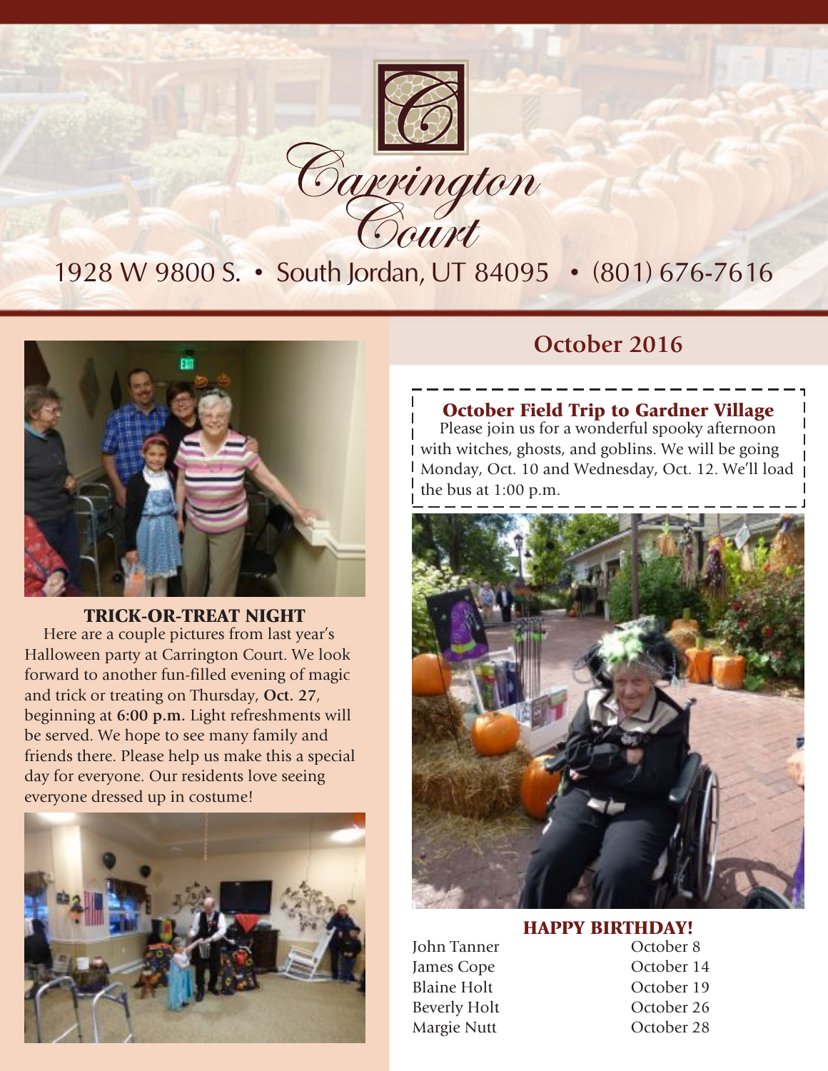# Carrington Court

1928 W 9800 S. • South Jordan, UT 84095 • (801) 676-7616

## October 2016

### TRICK-OR-TREAT NIGHT

Here are a couple pictures from last year's Halloween party at Carrington Court. We look forward to another fun-filled evening of magic and trick or treating on Thursday, **Oct. 27**, beginning at **6:00 p.m.** Light refreshments will be served. We hope to see many family and friends there. Please help us make this a special day for everyone. Our residents love seeing everyone dressed up in costume!

### October Field Trip to Gardner Village

Please join us for a wonderful spooky afternoon with witches, ghosts, and goblins. We will be going Monday, Oct. 10 and Wednesday, Oct. 12. We'll load the bus at 1:00 p.m.

### HAPPY BIRTHDAY!

| | |
|---|---|
| John Tanner | October 8 |
| James Cope | October 14 |
| Blaine Holt | October 19 |
| Beverly Holt | October 26 |
| Margie Nutt | October 28 |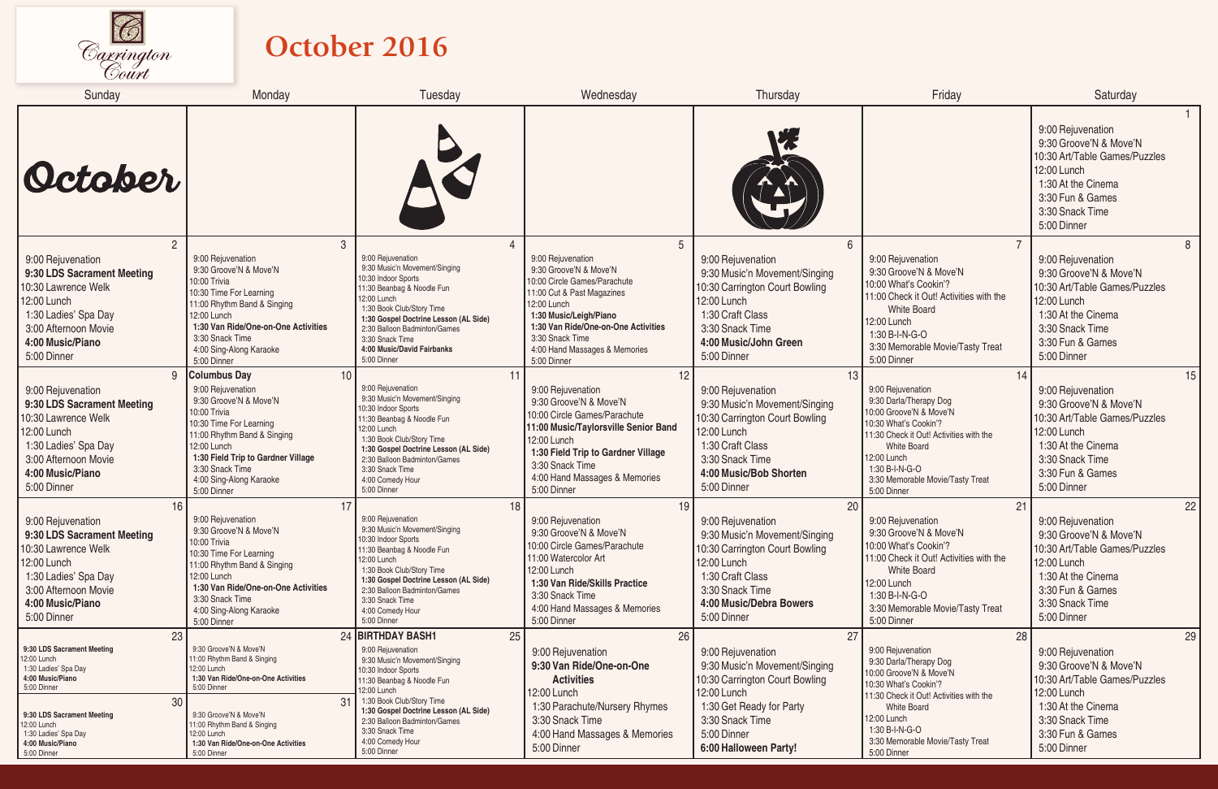Carrington Court

# October 2016

| Sunday | Monday | Tuesday | Wednesday | Thursday | Friday | Saturday |
|---|---|---|---|---|---|---|
| October | | | | | | **1**<br>9:00 Rejuvenation<br>9:30 Groove'N & Move'N<br>10:30 Art/Table Games/Puzzles<br>12:00 Lunch<br>1:30 At the Cinema<br>3:30 Fun & Games<br>3:30 Snack Time<br>5:00 Dinner |
| **2**<br>9:00 Rejuvenation<br>**9:30 LDS Sacrament Meeting**<br>10:30 Lawrence Welk<br>12:00 Lunch<br>1:30 Ladies' Spa Day<br>3:00 Afternoon Movie<br>**4:00 Music/Piano**<br>5:00 Dinner | **3**<br>9:00 Rejuvenation<br>9:30 Groove'N & Move'N<br>10:00 Trivia<br>10:30 Time For Learning<br>11:00 Rhythm Band & Singing<br>12:00 Lunch<br>**1:30 Van Ride/One-on-One Activities**<br>3:30 Snack Time<br>4:00 Sing-Along Karaoke<br>5:00 Dinner | **4**<br>9:00 Rejuvenation<br>9:30 Music'n Movement/Singing<br>10:30 Indoor Sports<br>11:30 Beanbag & Noodle Fun<br>12:00 Lunch<br>1:30 Book Club/Story Time<br>**1:30 Gospel Doctrine Lesson (AL Side)**<br>2:30 Balloon Badminton/Games<br>3:30 Snack Time<br>**4:00 Music/David Fairbanks**<br>5:00 Dinner | **5**<br>9:00 Rejuvenation<br>9:30 Groove'N & Move'N<br>10:00 Circle Games/Parachute<br>11:00 Cut & Past Magazines<br>12:00 Lunch<br>**1:30 Music/Leigh/Piano**<br>**1:30 Van Ride/One-on-One Activities**<br>3:30 Snack Time<br>4:00 Hand Massages & Memories<br>5:00 Dinner | **6**<br>9:00 Rejuvenation<br>9:30 Music'n Movement/Singing<br>10:30 Carrington Court Bowling<br>12:00 Lunch<br>1:30 Craft Class<br>3:30 Snack Time<br>**4:00 Music/John Green**<br>5:00 Dinner | **7**<br>9:00 Rejuvenation<br>9:30 Groove'N & Move'N<br>10:00 What's Cookin'?<br>11:00 Check it Out! Activities with the White Board<br>12:00 Lunch<br>1:30 B-I-N-G-O<br>3:30 Memorable Movie/Tasty Treat<br>5:00 Dinner | **8**<br>9:00 Rejuvenation<br>9:30 Groove'N & Move'N<br>10:30 Art/Table Games/Puzzles<br>12:00 Lunch<br>1:30 At the Cinema<br>3:30 Snack Time<br>3:30 Fun & Games<br>5:00 Dinner |
| **9**<br>9:00 Rejuvenation<br>**9:30 LDS Sacrament Meeting**<br>10:30 Lawrence Welk<br>12:00 Lunch<br>1:30 Ladies' Spa Day<br>3:00 Afternoon Movie<br>**4:00 Music/Piano**<br>5:00 Dinner | **10**<br>**Columbus Day**<br>9:00 Rejuvenation<br>9:30 Groove'N & Move'N<br>10:00 Trivia<br>10:30 Time For Learning<br>11:00 Rhythm Band & Singing<br>12:00 Lunch<br>**1:30 Field Trip to Gardner Village**<br>3:30 Snack Time<br>4:00 Sing-Along Karaoke<br>5:00 Dinner | **11**<br>9:00 Rejuvenation<br>9:30 Music'n Movement/Singing<br>10:30 Indoor Sports<br>11:30 Beanbag & Noodle Fun<br>12:00 Lunch<br>1:30 Book Club/Story Time<br>**1:30 Gospel Doctrine Lesson (AL Side)**<br>2:30 Balloon Badminton/Games<br>3:30 Snack Time<br>4:00 Comedy Hour<br>5:00 Dinner | **12**<br>9:00 Rejuvenation<br>9:30 Groove'N & Move'N<br>10:00 Circle Games/Parachute<br>**11:00 Music/Taylorsville Senior Band**<br>12:00 Lunch<br>**1:30 Field Trip to Gardner Village**<br>3:30 Snack Time<br>4:00 Hand Massages & Memories<br>5:00 Dinner | **13**<br>9:00 Rejuvenation<br>9:30 Music'n Movement/Singing<br>10:30 Carrington Court Bowling<br>12:00 Lunch<br>1:30 Craft Class<br>3:30 Snack Time<br>**4:00 Music/Bob Shorten**<br>5:00 Dinner | **14**<br>9:00 Rejuvenation<br>9:30 Darla/Therapy Dog<br>10:00 Groove'N & Move'N<br>10:30 What's Cookin'?<br>11:30 Check it Out! Activities with the White Board<br>12:00 Lunch<br>1:30 B-I-N-G-O<br>3:30 Memorable Movie/Tasty Treat<br>5:00 Dinner | **15**<br>9:00 Rejuvenation<br>9:30 Groove'N & Move'N<br>10:30 Art/Table Games/Puzzles<br>12:00 Lunch<br>1:30 At the Cinema<br>3:30 Snack Time<br>3:30 Fun & Games<br>5:00 Dinner |
| **16**<br>9:00 Rejuvenation<br>**9:30 LDS Sacrament Meeting**<br>10:30 Lawrence Welk<br>12:00 Lunch<br>1:30 Ladies' Spa Day<br>3:00 Afternoon Movie<br>**4:00 Music/Piano**<br>5:00 Dinner | **17**<br>9:00 Rejuvenation<br>9:30 Groove'N & Move'N<br>10:00 Trivia<br>10:30 Time For Learning<br>11:00 Rhythm Band & Singing<br>12:00 Lunch<br>**1:30 Van Ride/One-on-One Activities**<br>3:30 Snack Time<br>4:00 Sing-Along Karaoke<br>5:00 Dinner | **18**<br>9:00 Rejuvenation<br>9:30 Music'n Movement/Singing<br>10:30 Indoor Sports<br>11:30 Beanbag & Noodle Fun<br>12:00 Lunch<br>1:30 Book Club/Story Time<br>**1:30 Gospel Doctrine Lesson (AL Side)**<br>2:30 Balloon Badminton/Games<br>3:30 Snack Time<br>4:00 Comedy Hour<br>5:00 Dinner | **19**<br>9:00 Rejuvenation<br>9:30 Groove'N & Move'N<br>10:00 Circle Games/Parachute<br>11:00 Watercolor Art<br>12:00 Lunch<br>**1:30 Van Ride/Skills Practice**<br>3:30 Snack Time<br>4:00 Hand Massages & Memories<br>5:00 Dinner | **20**<br>9:00 Rejuvenation<br>9:30 Music'n Movement/Singing<br>10:30 Carrington Court Bowling<br>12:00 Lunch<br>1:30 Craft Class<br>3:30 Snack Time<br>**4:00 Music/Debra Bowers**<br>5:00 Dinner | **21**<br>9:00 Rejuvenation<br>9:30 Groove'N & Move'N<br>10:00 What's Cookin'?<br>11:00 Check it Out! Activities with the White Board<br>12:00 Lunch<br>1:30 B-I-N-G-O<br>3:30 Memorable Movie/Tasty Treat<br>5:00 Dinner | **22**<br>9:00 Rejuvenation<br>9:30 Groove'N & Move'N<br>10:30 Art/Table Games/Puzzles<br>12:00 Lunch<br>1:30 At the Cinema<br>3:30 Fun & Games<br>3:30 Snack Time<br>5:00 Dinner |
| **23**<br>**9:30 LDS Sacrament Meeting**<br>12:00 Lunch<br>1:30 Ladies' Spa Day<br>**4:00 Music/Piano**<br>5:00 Dinner<br><br>**30**<br>**9:30 LDS Sacrament Meeting**<br>12:00 Lunch<br>1:30 Ladies' Spa Day<br>**4:00 Music/Piano**<br>5:00 Dinner | **24**<br>9:30 Groove'N & Move'N<br>11:00 Rhythm Band & Singing<br>12:00 Lunch<br>**1:30 Van Ride/One-on-One Activities**<br>5:00 Dinner<br><br>**31**<br>9:30 Groove'N & Move'N<br>11:00 Rhythm Band & Singing<br>12:00 Lunch<br>**1:30 Van Ride/One-on-One Activities**<br>5:00 Dinner | **25**<br>**BIRTHDAY BASH1**<br>9:00 Rejuvenation<br>9:30 Music'n Movement/Singing<br>10:30 Indoor Sports<br>11:30 Beanbag & Noodle Fun<br>12:00 Lunch<br>1:30 Book Club/Story Time<br>**1:30 Gospel Doctrine Lesson (AL Side)**<br>2:30 Balloon Badminton/Games<br>3:30 Snack Time<br>4:00 Comedy Hour<br>5:00 Dinner | **26**<br>9:00 Rejuvenation<br>**9:30 Van Ride/One-on-One Activities**<br>12:00 Lunch<br>1:30 Parachute/Nursery Rhymes<br>3:30 Snack Time<br>4:00 Hand Massages & Memories<br>5:00 Dinner | **27**<br>9:00 Rejuvenation<br>9:30 Music'n Movement/Singing<br>10:30 Carrington Court Bowling<br>12:00 Lunch<br>1:30 Get Ready for Party<br>3:30 Snack Time<br>5:00 Dinner<br>**6:00 Halloween Party!** | **28**<br>9:00 Rejuvenation<br>9:30 Darla/Therapy Dog<br>10:00 Groove'N & Move'N<br>10:30 What's Cookin'?<br>11:30 Check it Out! Activities with the White Board<br>12:00 Lunch<br>1:30 B-I-N-G-O<br>3:30 Memorable Movie/Tasty Treat<br>5:00 Dinner | **29**<br>9:00 Rejuvenation<br>9:30 Groove'N & Move'N<br>10:30 Art/Table Games/Puzzles<br>12:00 Lunch<br>1:30 At the Cinema<br>3:30 Snack Time<br>3:30 Fun & Games<br>5:00 Dinner |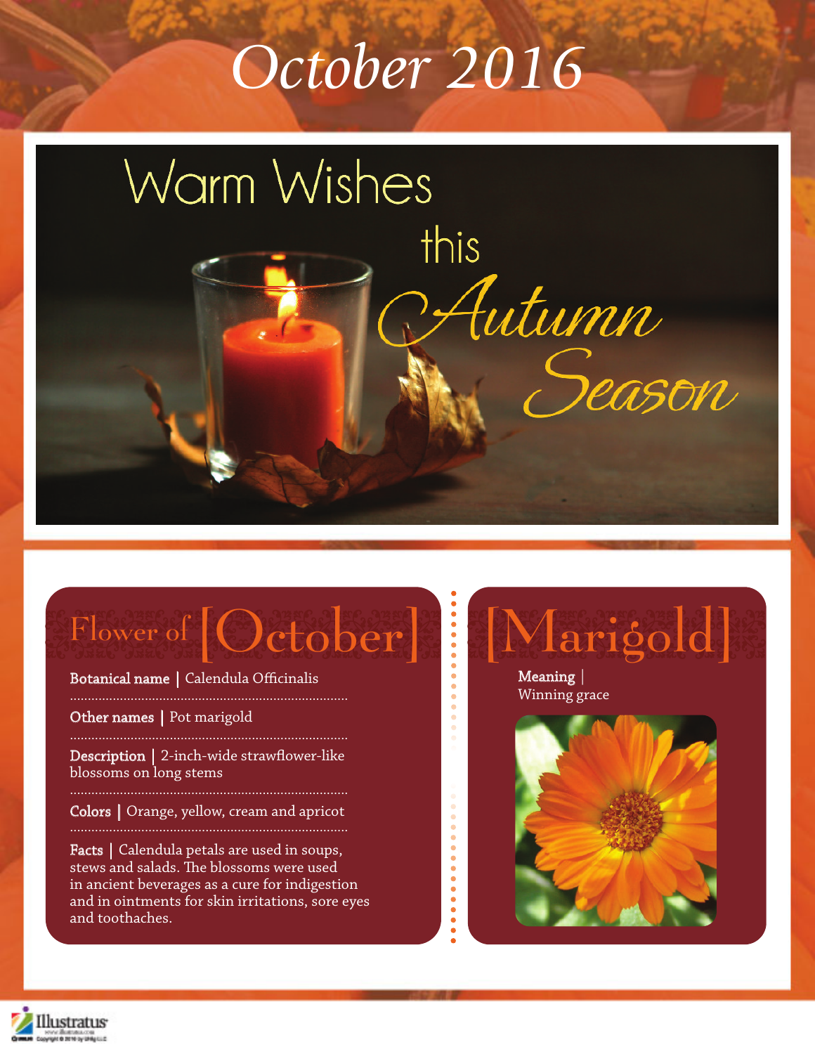# October 2016

Warm Wishes this Autumn Season

## Flower of [October]

**Botanical name** | Calendula Officinalis

**Other names** | Pot marigold

**Description** | 2-inch-wide strawflower-like blossoms on long stems

**Colors** | Orange, yellow, cream and apricot

**Facts** | Calendula petals are used in soups, stews and salads. The blossoms were used in ancient beverages as a cure for indigestion and in ointments for skin irritations, sore eyes and toothaches.

## [Marigold]

**Meaning** | Winning grace

Illustratus
www.illustratus.com
Copyright © 2016 by Unity LLC